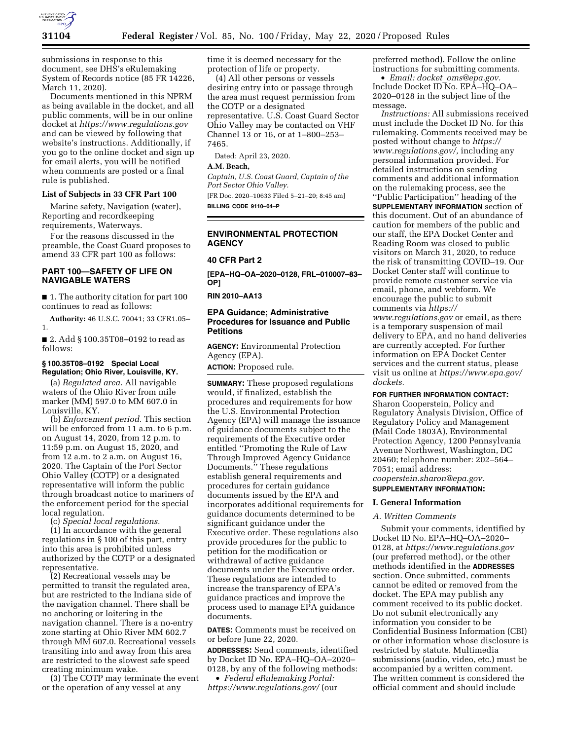submissions in response to this document, see DHS's eRulemaking System of Records notice (85 FR 14226, March 11, 2020).

Documents mentioned in this NPRM as being available in the docket, and all public comments, will be in our online docket at *https://www.regulations.gov* and can be viewed by following that website's instructions. Additionally, if you go to the online docket and sign up for email alerts, you will be notified when comments are posted or a final rule is published.

**List of Subjects in 33 CFR Part 100**

Marine safety, Navigation (water), Reporting and recordkeeping requirements, Waterways.

For the reasons discussed in the preamble, the Coast Guard proposes to amend 33 CFR part 100 as follows:

## PART 100—SAFETY OF LIFE ON NAVIGABLE WATERS

■ 1. The authority citation for part 100 continues to read as follows:

**Authority:** 46 U.S.C. 70041; 33 CFR1.05–1.

■ 2. Add § 100.35T08–0192 to read as follows:

### § 100.35T08–0192 Special Local Regulation; Ohio River, Louisville, KY.

(a) *Regulated area.* All navigable waters of the Ohio River from mile marker (MM) 597.0 to MM 607.0 in Louisville, KY.

(b) *Enforcement period.* This section will be enforced from 11 a.m. to 6 p.m. on August 14, 2020, from 12 p.m. to 11:59 p.m. on August 15, 2020, and from 12 a.m. to 2 a.m. on August 16, 2020. The Captain of the Port Sector Ohio Valley (COTP) or a designated representative will inform the public through broadcast notice to mariners of the enforcement period for the special local regulation.

(c) *Special local regulations.*

(1) In accordance with the general regulations in § 100 of this part, entry into this area is prohibited unless authorized by the COTP or a designated representative.

(2) Recreational vessels may be permitted to transit the regulated area, but are restricted to the Indiana side of the navigation channel. There shall be no anchoring or loitering in the navigation channel. There is a no-entry zone starting at Ohio River MM 602.7 through MM 607.0. Recreational vessels transiting into and away from this area are restricted to the slowest safe speed creating minimum wake.

(3) The COTP may terminate the event or the operation of any vessel at any time it is deemed necessary for the protection of life or property.

(4) All other persons or vessels desiring entry into or passage through the area must request permission from the COTP or a designated representative. U.S. Coast Guard Sector Ohio Valley may be contacted on VHF Channel 13 or 16, or at 1–800–253–7465.

Dated: April 23, 2020.

**A.M. Beach,**

*Captain, U.S. Coast Guard, Captain of the Port Sector Ohio Valley.*

[FR Doc. 2020–10633 Filed 5–21–20; 8:45 am]

**BILLING CODE 9110–04–P**

---

## ENVIRONMENTAL PROTECTION AGENCY

## 40 CFR Part 2

**[EPA–HQ–OA–2020–0128, FRL–010007–83–OP]**

**RIN 2010–AA13**

## EPA Guidance; Administrative Procedures for Issuance and Public Petitions

**AGENCY:** Environmental Protection Agency (EPA).

**ACTION:** Proposed rule.

**SUMMARY:** These proposed regulations would, if finalized, establish the procedures and requirements for how the U.S. Environmental Protection Agency (EPA) will manage the issuance of guidance documents subject to the requirements of the Executive order entitled ''Promoting the Rule of Law Through Improved Agency Guidance Documents.'' These regulations establish general requirements and procedures for certain guidance documents issued by the EPA and incorporates additional requirements for guidance documents determined to be significant guidance under the Executive order. These regulations also provide procedures for the public to petition for the modification or withdrawal of active guidance documents under the Executive order. These regulations are intended to increase the transparency of EPA's guidance practices and improve the process used to manage EPA guidance documents.

**DATES:** Comments must be received on or before June 22, 2020.

**ADDRESSES:** Send comments, identified by Docket ID No. EPA–HQ–OA–2020–0128, by any of the following methods:

- *Federal eRulemaking Portal: https://www.regulations.gov/* (our preferred method). Follow the online instructions for submitting comments.
- *Email: docket_oms@epa.gov.* Include Docket ID No. EPA–HQ–OA–2020–0128 in the subject line of the message.

*Instructions:* All submissions received must include the Docket ID No. for this rulemaking. Comments received may be posted without change to *https://www.regulations.gov/,* including any personal information provided. For detailed instructions on sending comments and additional information on the rulemaking process, see the ''Public Participation'' heading of the **SUPPLEMENTARY INFORMATION** section of this document. Out of an abundance of caution for members of the public and our staff, the EPA Docket Center and Reading Room was closed to public visitors on March 31, 2020, to reduce the risk of transmitting COVID–19. Our Docket Center staff will continue to provide remote customer service via email, phone, and webform. We encourage the public to submit comments via *https://www.regulations.gov* or email, as there is a temporary suspension of mail delivery to EPA, and no hand deliveries are currently accepted. For further information on EPA Docket Center services and the current status, please visit us online at *https://www.epa.gov/dockets.*

**FOR FURTHER INFORMATION CONTACT:** Sharon Cooperstein, Policy and Regulatory Analysis Division, Office of Regulatory Policy and Management (Mail Code 1803A), Environmental Protection Agency, 1200 Pennsylvania Avenue Northwest, Washington, DC 20460; telephone number: 202–564–7051; email address: *cooperstein.sharon@epa.gov.*

**SUPPLEMENTARY INFORMATION:**

### I. General Information

*A. Written Comments*

Submit your comments, identified by Docket ID No. EPA–HQ–OA–2020–0128, at *https://www.regulations.gov* (our preferred method), or the other methods identified in the **ADDRESSES** section. Once submitted, comments cannot be edited or removed from the docket. The EPA may publish any comment received to its public docket. Do not submit electronically any information you consider to be Confidential Business Information (CBI) or other information whose disclosure is restricted by statute. Multimedia submissions (audio, video, etc.) must be accompanied by a written comment. The written comment is considered the official comment and should include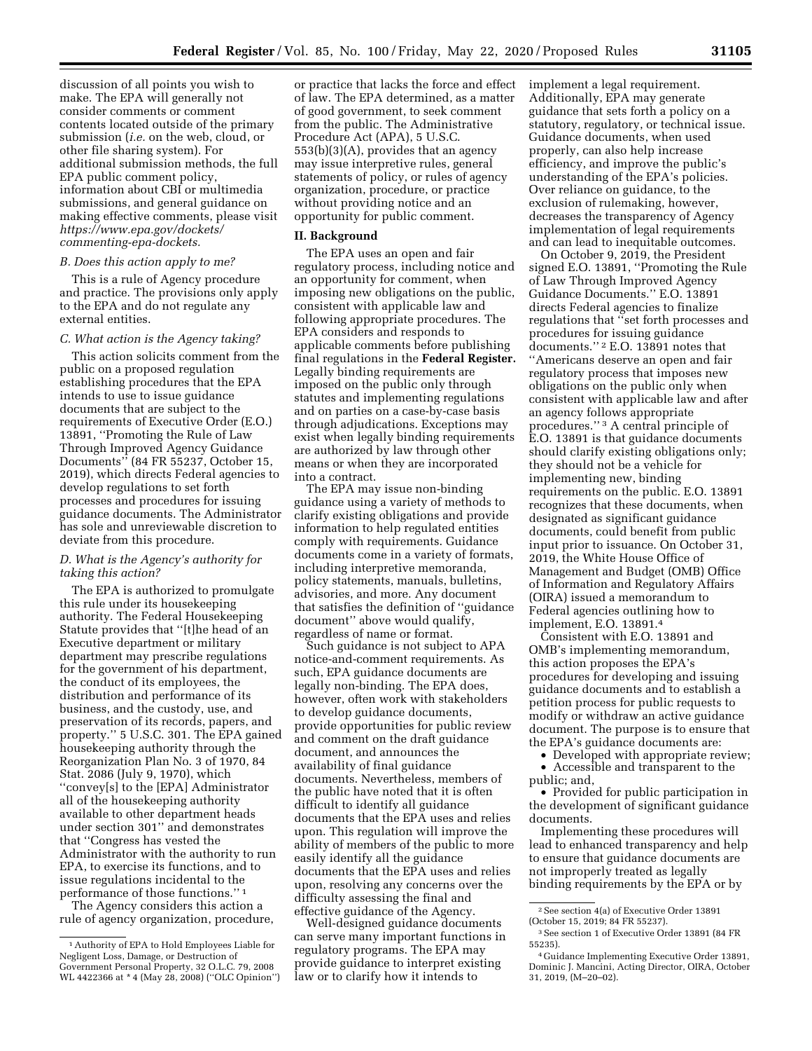discussion of all points you wish to make. The EPA will generally not consider comments or comment contents located outside of the primary submission (*i.e.* on the web, cloud, or other file sharing system). For additional submission methods, the full EPA public comment policy, information about CBI or multimedia submissions, and general guidance on making effective comments, please visit *https://www.epa.gov/dockets/commenting-epa-dockets.*

### *B. Does this action apply to me?*

This is a rule of Agency procedure and practice. The provisions only apply to the EPA and do not regulate any external entities.

### *C. What action is the Agency taking?*

This action solicits comment from the public on a proposed regulation establishing procedures that the EPA intends to use to issue guidance documents that are subject to the requirements of Executive Order (E.O.) 13891, ''Promoting the Rule of Law Through Improved Agency Guidance Documents'' (84 FR 55237, October 15, 2019), which directs Federal agencies to develop regulations to set forth processes and procedures for issuing guidance documents. The Administrator has sole and unreviewable discretion to deviate from this procedure.

### *D. What is the Agency's authority for taking this action?*

The EPA is authorized to promulgate this rule under its housekeeping authority. The Federal Housekeeping Statute provides that ''[t]he head of an Executive department or military department may prescribe regulations for the government of his department, the conduct of its employees, the distribution and performance of its business, and the custody, use, and preservation of its records, papers, and property.'' 5 U.S.C. 301. The EPA gained housekeeping authority through the Reorganization Plan No. 3 of 1970, 84 Stat. 2086 (July 9, 1970), which ''convey[s] to the [EPA] Administrator all of the housekeeping authority available to other department heads under section 301'' and demonstrates that ''Congress has vested the Administrator with the authority to run EPA, to exercise its functions, and to issue regulations incidental to the performance of those functions.'' [1]

The Agency considers this action a rule of agency organization, procedure, or practice that lacks the force and effect of law. The EPA determined, as a matter of good government, to seek comment from the public. The Administrative Procedure Act (APA), 5 U.S.C. 553(b)(3)(A), provides that an agency may issue interpretive rules, general statements of policy, or rules of agency organization, procedure, or practice without providing notice and an opportunity for public comment.

## II. Background

The EPA uses an open and fair regulatory process, including notice and an opportunity for comment, when imposing new obligations on the public, consistent with applicable law and following appropriate procedures. The EPA considers and responds to applicable comments before publishing final regulations in the **Federal Register.** Legally binding requirements are imposed on the public only through statutes and implementing regulations and on parties on a case-by-case basis through adjudications. Exceptions may exist when legally binding requirements are authorized by law through other means or when they are incorporated into a contract.

The EPA may issue non-binding guidance using a variety of methods to clarify existing obligations and provide information to help regulated entities comply with requirements. Guidance documents come in a variety of formats, including interpretive memoranda, policy statements, manuals, bulletins, advisories, and more. Any document that satisfies the definition of ''guidance document'' above would qualify, regardless of name or format.

Such guidance is not subject to APA notice-and-comment requirements. As such, EPA guidance documents are legally non-binding. The EPA does, however, often work with stakeholders to develop guidance documents, provide opportunities for public review and comment on the draft guidance document, and announces the availability of final guidance documents. Nevertheless, members of the public have noted that it is often difficult to identify all guidance documents that the EPA uses and relies upon. This regulation will improve the ability of members of the public to more easily identify all the guidance documents that the EPA uses and relies upon, resolving any concerns over the difficulty assessing the final and effective guidance of the Agency.

Well-designed guidance documents can serve many important functions in regulatory programs. The EPA may provide guidance to interpret existing law or to clarify how it intends to implement a legal requirement. Additionally, EPA may generate guidance that sets forth a policy on a statutory, regulatory, or technical issue. Guidance documents, when used properly, can also help increase efficiency, and improve the public's understanding of the EPA's policies. Over reliance on guidance, to the exclusion of rulemaking, however, decreases the transparency of Agency implementation of legal requirements and can lead to inequitable outcomes.

On October 9, 2019, the President signed E.O. 13891, ''Promoting the Rule of Law Through Improved Agency Guidance Documents.'' E.O. 13891 directs Federal agencies to finalize regulations that ''set forth processes and procedures for issuing guidance documents.'' [2] E.O. 13891 notes that ''Americans deserve an open and fair regulatory process that imposes new obligations on the public only when consistent with applicable law and after an agency follows appropriate procedures.'' [3] A central principle of E.O. 13891 is that guidance documents should clarify existing obligations only; they should not be a vehicle for implementing new, binding requirements on the public. E.O. 13891 recognizes that these documents, when designated as significant guidance documents, could benefit from public input prior to issuance. On October 31, 2019, the White House Office of Management and Budget (OMB) Office of Information and Regulatory Affairs (OIRA) issued a memorandum to Federal agencies outlining how to implement, E.O. 13891.[4]

Consistent with E.O. 13891 and OMB's implementing memorandum, this action proposes the EPA's procedures for developing and issuing guidance documents and to establish a petition process for public requests to modify or withdraw an active guidance document. The purpose is to ensure that the EPA's guidance documents are:

- Developed with appropriate review;
- Accessible and transparent to the public; and,
- Provided for public participation in the development of significant guidance documents.

Implementing these procedures will lead to enhanced transparency and help to ensure that guidance documents are not improperly treated as legally binding requirements by the EPA or by

---

[1] Authority of EPA to Hold Employees Liable for Negligent Loss, Damage, or Destruction of Government Personal Property, 32 O.L.C. 79, 2008 WL 4422366 at * 4 (May 28, 2008) (''OLC Opinion'')

[2] See section 4(a) of Executive Order 13891 (October 15, 2019; 84 FR 55237).

[3] See section 1 of Executive Order 13891 (84 FR 55235).

[4] Guidance Implementing Executive Order 13891, Dominic J. Mancini, Acting Director, OIRA, October 31, 2019, (M–20–02).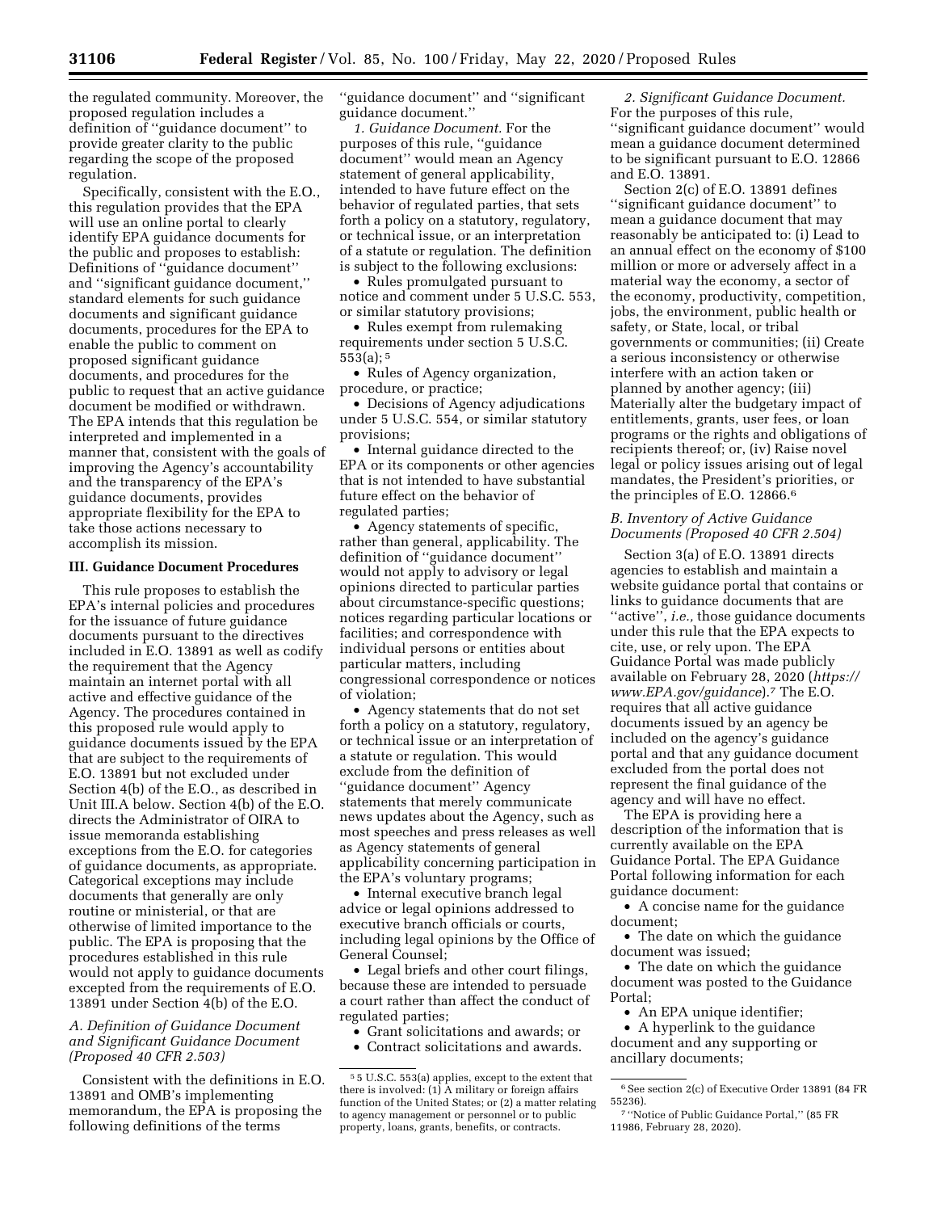the regulated community. Moreover, the proposed regulation includes a definition of ''guidance document'' to provide greater clarity to the public regarding the scope of the proposed regulation.

Specifically, consistent with the E.O., this regulation provides that the EPA will use an online portal to clearly identify EPA guidance documents for the public and proposes to establish: Definitions of ''guidance document'' and ''significant guidance document,'' standard elements for such guidance documents and significant guidance documents, procedures for the EPA to enable the public to comment on proposed significant guidance documents, and procedures for the public to request that an active guidance document be modified or withdrawn. The EPA intends that this regulation be interpreted and implemented in a manner that, consistent with the goals of improving the Agency's accountability and the transparency of the EPA's guidance documents, provides appropriate flexibility for the EPA to take those actions necessary to accomplish its mission.

## III. Guidance Document Procedures

This rule proposes to establish the EPA's internal policies and procedures for the issuance of future guidance documents pursuant to the directives included in E.O. 13891 as well as codify the requirement that the Agency maintain an internet portal with all active and effective guidance of the Agency. The procedures contained in this proposed rule would apply to guidance documents issued by the EPA that are subject to the requirements of E.O. 13891 but not excluded under Section 4(b) of the E.O., as described in Unit III.A below. Section 4(b) of the E.O. directs the Administrator of OIRA to issue memoranda establishing exceptions from the E.O. for categories of guidance documents, as appropriate. Categorical exceptions may include documents that generally are only routine or ministerial, or that are otherwise of limited importance to the public. The EPA is proposing that the procedures established in this rule would not apply to guidance documents excepted from the requirements of E.O. 13891 under Section 4(b) of the E.O.

### *A. Definition of Guidance Document and Significant Guidance Document (Proposed 40 CFR 2.503)*

Consistent with the definitions in E.O. 13891 and OMB's implementing memorandum, the EPA is proposing the following definitions of the terms ''guidance document'' and ''significant guidance document.''

*1. Guidance Document.* For the purposes of this rule, ''guidance document'' would mean an Agency statement of general applicability, intended to have future effect on the behavior of regulated parties, that sets forth a policy on a statutory, regulatory, or technical issue, or an interpretation of a statute or regulation. The definition is subject to the following exclusions:

- Rules promulgated pursuant to notice and comment under 5 U.S.C. 553, or similar statutory provisions;
- Rules exempt from rulemaking requirements under section 5 U.S.C. 553(a); [5]
- Rules of Agency organization, procedure, or practice;
- Decisions of Agency adjudications under 5 U.S.C. 554, or similar statutory provisions;
- Internal guidance directed to the EPA or its components or other agencies that is not intended to have substantial future effect on the behavior of regulated parties;
- Agency statements of specific, rather than general, applicability. The definition of ''guidance document'' would not apply to advisory or legal opinions directed to particular parties about circumstance-specific questions; notices regarding particular locations or facilities; and correspondence with individual persons or entities about particular matters, including congressional correspondence or notices of violation;
- Agency statements that do not set forth a policy on a statutory, regulatory, or technical issue or an interpretation of a statute or regulation. This would exclude from the definition of ''guidance document'' Agency statements that merely communicate news updates about the Agency, such as most speeches and press releases as well as Agency statements of general applicability concerning participation in the EPA's voluntary programs;
- Internal executive branch legal advice or legal opinions addressed to executive branch officials or courts, including legal opinions by the Office of General Counsel;
- Legal briefs and other court filings, because these are intended to persuade a court rather than affect the conduct of regulated parties;
- Grant solicitations and awards; or
- Contract solicitations and awards.

*2. Significant Guidance Document.* For the purposes of this rule, ''significant guidance document'' would mean a guidance document determined to be significant pursuant to E.O. 12866 and E.O. 13891.

Section 2(c) of E.O. 13891 defines ''significant guidance document'' to mean a guidance document that may reasonably be anticipated to: (i) Lead to an annual effect on the economy of $100 million or more or adversely affect in a material way the economy, a sector of the economy, productivity, competition, jobs, the environment, public health or safety, or State, local, or tribal governments or communities; (ii) Create a serious inconsistency or otherwise interfere with an action taken or planned by another agency; (iii) Materially alter the budgetary impact of entitlements, grants, user fees, or loan programs or the rights and obligations of recipients thereof; or, (iv) Raise novel legal or policy issues arising out of legal mandates, the President's priorities, or the principles of E.O. 12866.[6]

### *B. Inventory of Active Guidance Documents (Proposed 40 CFR 2.504)*

Section 3(a) of E.O. 13891 directs agencies to establish and maintain a website guidance portal that contains or links to guidance documents that are ''active'', *i.e.,* those guidance documents under this rule that the EPA expects to cite, use, or rely upon. The EPA Guidance Portal was made publicly available on February 28, 2020 (*https://www.EPA.gov/guidance*).[7] The E.O. requires that all active guidance documents issued by an agency be included on the agency's guidance portal and that any guidance document excluded from the portal does not represent the final guidance of the agency and will have no effect.

The EPA is providing here a description of the information that is currently available on the EPA Guidance Portal. The EPA Guidance Portal following information for each guidance document:

- A concise name for the guidance document;
- The date on which the guidance document was issued;
- The date on which the guidance document was posted to the Guidance Portal;
- An EPA unique identifier;
- A hyperlink to the guidance document and any supporting or ancillary documents;

---

[5] 5 U.S.C. 553(a) applies, except to the extent that there is involved: (1) A military or foreign affairs function of the United States; or (2) a matter relating to agency management or personnel or to public property, loans, grants, benefits, or contracts.

[6] See section 2(c) of Executive Order 13891 (84 FR 55236).

[7] ''Notice of Public Guidance Portal,'' (85 FR 11986, February 28, 2020).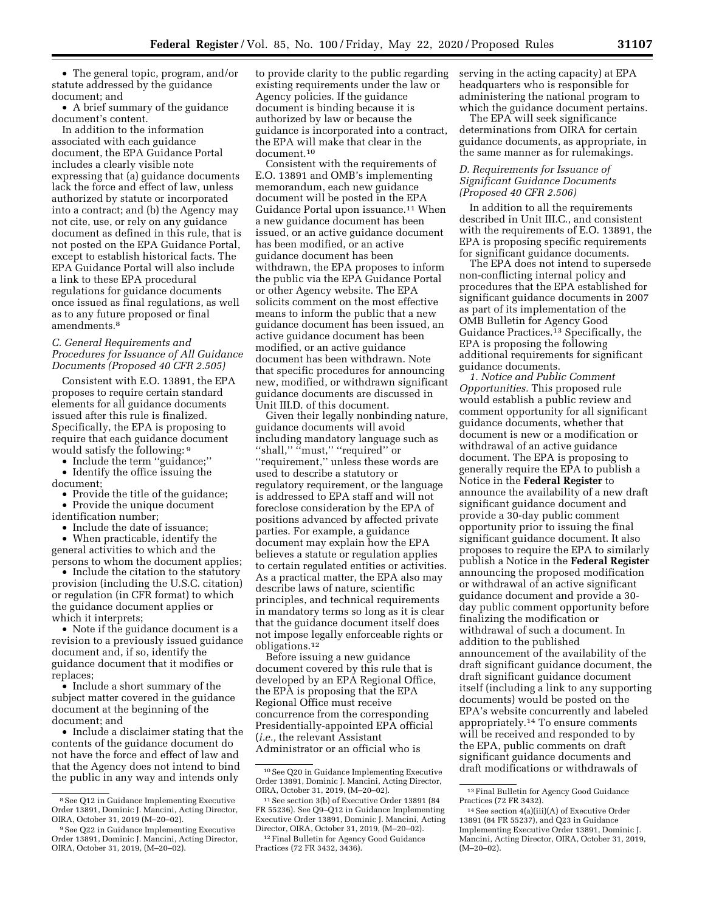- The general topic, program, and/or statute addressed by the guidance document; and
- A brief summary of the guidance document's content.

In addition to the information associated with each guidance document, the EPA Guidance Portal includes a clearly visible note expressing that (a) guidance documents lack the force and effect of law, unless authorized by statute or incorporated into a contract; and (b) the Agency may not cite, use, or rely on any guidance document as defined in this rule, that is not posted on the EPA Guidance Portal, except to establish historical facts. The EPA Guidance Portal will also include a link to these EPA procedural regulations for guidance documents once issued as final regulations, as well as to any future proposed or final amendments.[8]

### C. General Requirements and Procedures for Issuance of All Guidance Documents (Proposed 40 CFR 2.505)

Consistent with E.O. 13891, the EPA proposes to require certain standard elements for all guidance documents issued after this rule is finalized. Specifically, the EPA is proposing to require that each guidance document would satisfy the following:[9]

- Include the term "guidance;"
- Identify the office issuing the document;
- Provide the title of the guidance;
- Provide the unique document identification number;
- Include the date of issuance;
- When practicable, identify the general activities to which and the persons to whom the document applies;
- Include the citation to the statutory provision (including the U.S.C. citation) or regulation (in CFR format) to which the guidance document applies or which it interprets;
- Note if the guidance document is a revision to a previously issued guidance document and, if so, identify the guidance document that it modifies or replaces;
- Include a short summary of the subject matter covered in the guidance document at the beginning of the document; and
- Include a disclaimer stating that the contents of the guidance document do not have the force and effect of law and that the Agency does not intend to bind the public in any way and intends only to provide clarity to the public regarding existing requirements under the law or Agency policies. If the guidance document is binding because it is authorized by law or because the guidance is incorporated into a contract, the EPA will make that clear in the document.[10]

Consistent with the requirements of E.O. 13891 and OMB's implementing memorandum, each new guidance document will be posted in the EPA Guidance Portal upon issuance.[11] When a new guidance document has been issued, or an active guidance document has been modified, or an active guidance document has been withdrawn, the EPA proposes to inform the public via the EPA Guidance Portal or other Agency website. The EPA solicits comment on the most effective means to inform the public that a new guidance document has been issued, an active guidance document has been modified, or an active guidance document has been withdrawn. Note that specific procedures for announcing new, modified, or withdrawn significant guidance documents are discussed in Unit III.D. of this document.

Given their legally nonbinding nature, guidance documents will avoid including mandatory language such as "shall," "must," "required" or "requirement," unless these words are used to describe a statutory or regulatory requirement, or the language is addressed to EPA staff and will not foreclose consideration by the EPA of positions advanced by affected private parties. For example, a guidance document may explain how the EPA believes a statute or regulation applies to certain regulated entities or activities. As a practical matter, the EPA also may describe laws of nature, scientific principles, and technical requirements in mandatory terms so long as it is clear that the guidance document itself does not impose legally enforceable rights or obligations.[12]

Before issuing a new guidance document covered by this rule that is developed by an EPA Regional Office, the EPA is proposing that the EPA Regional Office must receive concurrence from the corresponding Presidentially-appointed EPA official (*i.e.,* the relevant Assistant Administrator or an official who is serving in the acting capacity) at EPA headquarters who is responsible for administering the national program to which the guidance document pertains.

The EPA will seek significance determinations from OIRA for certain guidance documents, as appropriate, in the same manner as for rulemakings.

### D. Requirements for Issuance of Significant Guidance Documents (Proposed 40 CFR 2.506)

In addition to all the requirements described in Unit III.C., and consistent with the requirements of E.O. 13891, the EPA is proposing specific requirements for significant guidance documents.

The EPA does not intend to supersede non-conflicting internal policy and procedures that the EPA established for significant guidance documents in 2007 as part of its implementation of the OMB Bulletin for Agency Good Guidance Practices.[13] Specifically, the EPA is proposing the following additional requirements for significant guidance documents.

*1. Notice and Public Comment Opportunities.* This proposed rule would establish a public review and comment opportunity for all significant guidance documents, whether that document is new or a modification or withdrawal of an active guidance document. The EPA is proposing to generally require the EPA to publish a Notice in the **Federal Register** to announce the availability of a new draft significant guidance document and provide a 30-day public comment opportunity prior to issuing the final significant guidance document. It also proposes to require the EPA to similarly publish a Notice in the **Federal Register** announcing the proposed modification or withdrawal of an active significant guidance document and provide a 30-day public comment opportunity before finalizing the modification or withdrawal of such a document. In addition to the published announcement of the availability of the draft significant guidance document, the draft significant guidance document itself (including a link to any supporting documents) would be posted on the EPA's website concurrently and labeled appropriately.[14] To ensure comments will be received and responded to by the EPA, public comments on draft significant guidance documents and draft modifications or withdrawals of

---

[8] See Q12 in Guidance Implementing Executive Order 13891, Dominic J. Mancini, Acting Director, OIRA, October 31, 2019 (M–20–02).

[9] See Q22 in Guidance Implementing Executive Order 13891, Dominic J. Mancini, Acting Director, OIRA, October 31, 2019, (M–20–02).

[10] See Q20 in Guidance Implementing Executive Order 13891, Dominic J. Mancini, Acting Director, OIRA, October 31, 2019, (M–20–02).

[11] See section 3(b) of Executive Order 13891 (84 FR 55236). See Q9–Q12 in Guidance Implementing Executive Order 13891, Dominic J. Mancini, Acting Director, OIRA, October 31, 2019, (M–20–02).

[12] Final Bulletin for Agency Good Guidance Practices (72 FR 3432, 3436).

[13] Final Bulletin for Agency Good Guidance Practices (72 FR 3432).

[14] See section 4(a)(iii)(A) of Executive Order 13891 (84 FR 55237), and Q23 in Guidance Implementing Executive Order 13891, Dominic J. Mancini, Acting Director, OIRA, October 31, 2019, (M–20–02).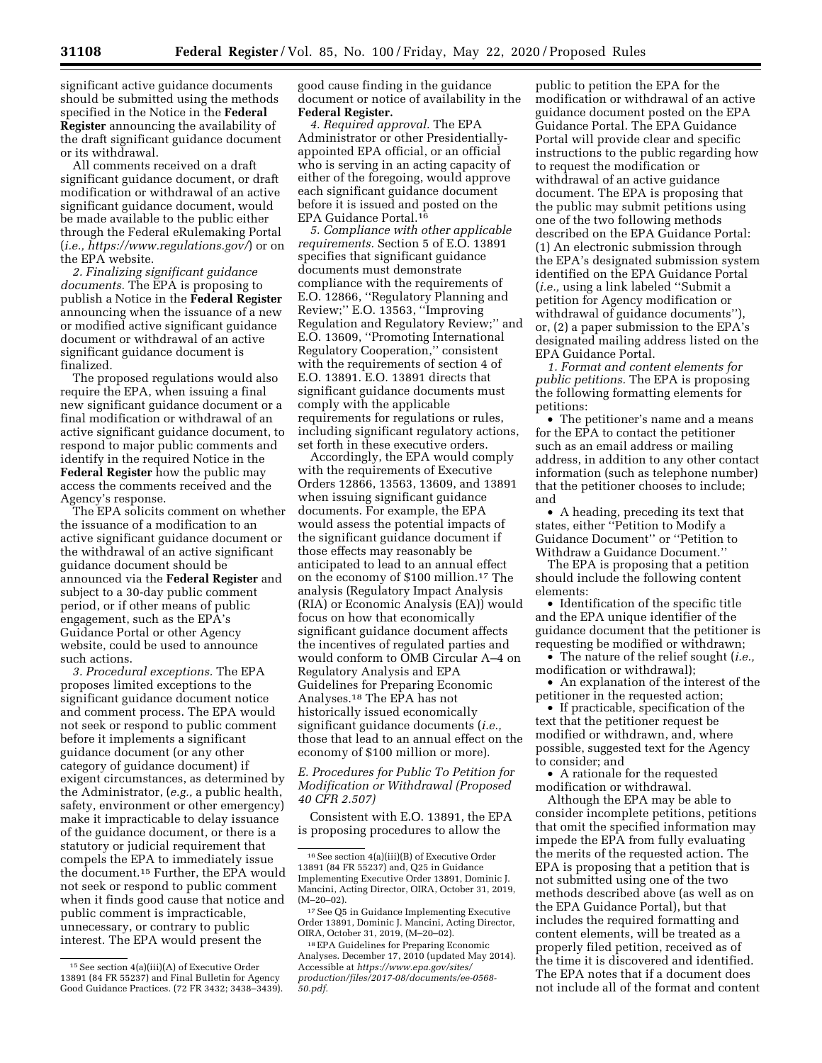significant active guidance documents should be submitted using the methods specified in the Notice in the **Federal Register** announcing the availability of the draft significant guidance document or its withdrawal.

All comments received on a draft significant guidance document, or draft modification or withdrawal of an active significant guidance document, would be made available to the public either through the Federal eRulemaking Portal (*i.e., https://www.regulations.gov/*) or on the EPA website.

*2. Finalizing significant guidance documents.* The EPA is proposing to publish a Notice in the **Federal Register** announcing when the issuance of a new or modified active significant guidance document or withdrawal of an active significant guidance document is finalized.

The proposed regulations would also require the EPA, when issuing a final new significant guidance document or a final modification or withdrawal of an active significant guidance document, to respond to major public comments and identify in the required Notice in the **Federal Register** how the public may access the comments received and the Agency's response.

The EPA solicits comment on whether the issuance of a modification to an active significant guidance document or the withdrawal of an active significant guidance document should be announced via the **Federal Register** and subject to a 30-day public comment period, or if other means of public engagement, such as the EPA's Guidance Portal or other Agency website, could be used to announce such actions.

*3. Procedural exceptions.* The EPA proposes limited exceptions to the significant guidance document notice and comment process. The EPA would not seek or respond to public comment before it implements a significant guidance document (or any other category of guidance document) if exigent circumstances, as determined by the Administrator, (*e.g.,* a public health, safety, environment or other emergency) make it impracticable to delay issuance of the guidance document, or there is a statutory or judicial requirement that compels the EPA to immediately issue the document.[15] Further, the EPA would not seek or respond to public comment when it finds good cause that notice and public comment is impracticable, unnecessary, or contrary to public interest. The EPA would present the good cause finding in the guidance document or notice of availability in the **Federal Register.**

*4. Required approval.* The EPA Administrator or other Presidentially-appointed EPA official, or an official who is serving in an acting capacity of either of the foregoing, would approve each significant guidance document before it is issued and posted on the EPA Guidance Portal.[16]

*5. Compliance with other applicable requirements.* Section 5 of E.O. 13891 specifies that significant guidance documents must demonstrate compliance with the requirements of E.O. 12866, ''Regulatory Planning and Review;'' E.O. 13563, ''Improving Regulation and Regulatory Review;'' and E.O. 13609, ''Promoting International Regulatory Cooperation,'' consistent with the requirements of section 4 of E.O. 13891. E.O. 13891 directs that significant guidance documents must comply with the applicable requirements for regulations or rules, including significant regulatory actions, set forth in these executive orders.

Accordingly, the EPA would comply with the requirements of Executive Orders 12866, 13563, 13609, and 13891 when issuing significant guidance documents. For example, the EPA would assess the potential impacts of the significant guidance document if those effects may reasonably be anticipated to lead to an annual effect on the economy of $100 million.[17] The analysis (Regulatory Impact Analysis (RIA) or Economic Analysis (EA)) would focus on how that economically significant guidance document affects the incentives of regulated parties and would conform to OMB Circular A–4 on Regulatory Analysis and EPA Guidelines for Preparing Economic Analyses.[18] The EPA has not historically issued economically significant guidance documents (*i.e.,* those that lead to an annual effect on the economy of $100 million or more).

### *E. Procedures for Public To Petition for Modification or Withdrawal (Proposed 40 CFR 2.507)*

Consistent with E.O. 13891, the EPA is proposing procedures to allow the public to petition the EPA for the modification or withdrawal of an active guidance document posted on the EPA Guidance Portal. The EPA Guidance Portal will provide clear and specific instructions to the public regarding how to request the modification or withdrawal of an active guidance document. The EPA is proposing that the public may submit petitions using one of the two following methods described on the EPA Guidance Portal: (1) An electronic submission through the EPA's designated submission system identified on the EPA Guidance Portal (*i.e.,* using a link labeled ''Submit a petition for Agency modification or withdrawal of guidance documents''), or, (2) a paper submission to the EPA's designated mailing address listed on the EPA Guidance Portal.

*1. Format and content elements for public petitions.* The EPA is proposing the following formatting elements for petitions:

- The petitioner's name and a means for the EPA to contact the petitioner such as an email address or mailing address, in addition to any other contact information (such as telephone number) that the petitioner chooses to include; and
- A heading, preceding its text that states, either ''Petition to Modify a Guidance Document'' or ''Petition to Withdraw a Guidance Document.''

The EPA is proposing that a petition should include the following content elements:

- Identification of the specific title and the EPA unique identifier of the guidance document that the petitioner is requesting be modified or withdrawn;
- The nature of the relief sought (*i.e.,* modification or withdrawal);
- An explanation of the interest of the petitioner in the requested action;
- If practicable, specification of the text that the petitioner request be modified or withdrawn, and, where possible, suggested text for the Agency to consider; and
- A rationale for the requested modification or withdrawal.

Although the EPA may be able to consider incomplete petitions, petitions that omit the specified information may impede the EPA from fully evaluating the merits of the requested action. The EPA is proposing that a petition that is not submitted using one of the two methods described above (as well as on the EPA Guidance Portal), but that includes the required formatting and content elements, will be treated as a properly filed petition, received as of the time it is discovered and identified. The EPA notes that if a document does not include all of the format and content

---

[15] See section 4(a)(iii)(A) of Executive Order 13891 (84 FR 55237) and Final Bulletin for Agency Good Guidance Practices. (72 FR 3432; 3438–3439).

[16] See section 4(a)(iii)(B) of Executive Order 13891 (84 FR 55237) and, Q25 in Guidance Implementing Executive Order 13891, Dominic J. Mancini, Acting Director, OIRA, October 31, 2019, (M–20–02).

[17] See Q5 in Guidance Implementing Executive Order 13891, Dominic J. Mancini, Acting Director, OIRA, October 31, 2019, (M–20–02).

[18] EPA Guidelines for Preparing Economic Analyses. December 17, 2010 (updated May 2014). Accessible at *https://www.epa.gov/sites/production/files/2017-08/documents/ee-0568-50.pdf.*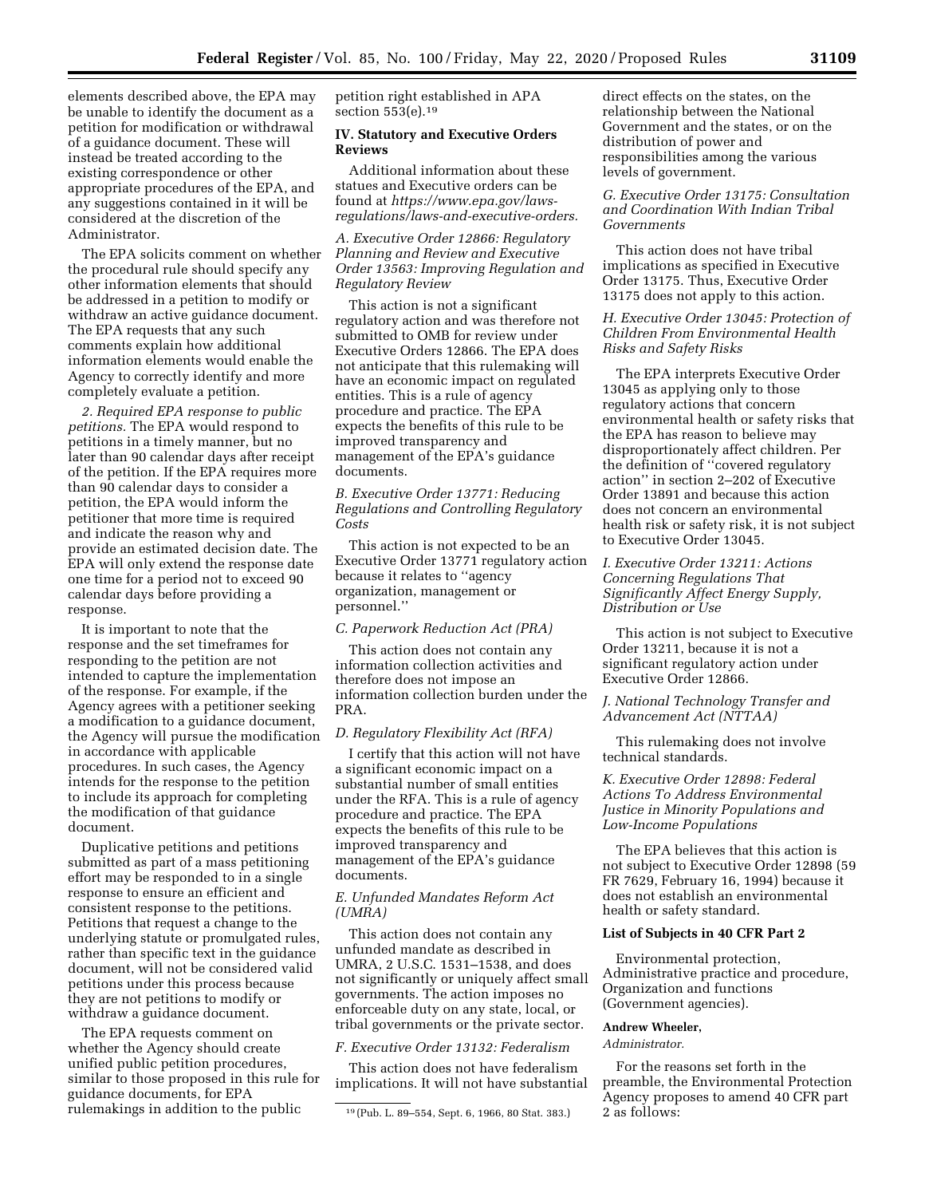elements described above, the EPA may be unable to identify the document as a petition for modification or withdrawal of a guidance document. These will instead be treated according to the existing correspondence or other appropriate procedures of the EPA, and any suggestions contained in it will be considered at the discretion of the Administrator.

The EPA solicits comment on whether the procedural rule should specify any other information elements that should be addressed in a petition to modify or withdraw an active guidance document. The EPA requests that any such comments explain how additional information elements would enable the Agency to correctly identify and more completely evaluate a petition.

*2. Required EPA response to public petitions.* The EPA would respond to petitions in a timely manner, but no later than 90 calendar days after receipt of the petition. If the EPA requires more than 90 calendar days to consider a petition, the EPA would inform the petitioner that more time is required and indicate the reason why and provide an estimated decision date. The EPA will only extend the response date one time for a period not to exceed 90 calendar days before providing a response.

It is important to note that the response and the set timeframes for responding to the petition are not intended to capture the implementation of the response. For example, if the Agency agrees with a petitioner seeking a modification to a guidance document, the Agency will pursue the modification in accordance with applicable procedures. In such cases, the Agency intends for the response to the petition to include its approach for completing the modification of that guidance document.

Duplicative petitions and petitions submitted as part of a mass petitioning effort may be responded to in a single response to ensure an efficient and consistent response to the petitions. Petitions that request a change to the underlying statute or promulgated rules, rather than specific text in the guidance document, will not be considered valid petitions under this process because they are not petitions to modify or withdraw a guidance document.

The EPA requests comment on whether the Agency should create unified public petition procedures, similar to those proposed in this rule for guidance documents, for EPA rulemakings in addition to the public petition right established in APA section 553(e).[19]

## IV. Statutory and Executive Orders Reviews

Additional information about these statues and Executive orders can be found at *https://www.epa.gov/laws-regulations/laws-and-executive-orders.*

### *A. Executive Order 12866: Regulatory Planning and Review and Executive Order 13563: Improving Regulation and Regulatory Review*

This action is not a significant regulatory action and was therefore not submitted to OMB for review under Executive Orders 12866. The EPA does not anticipate that this rulemaking will have an economic impact on regulated entities. This is a rule of agency procedure and practice. The EPA expects the benefits of this rule to be improved transparency and management of the EPA's guidance documents.

### *B. Executive Order 13771: Reducing Regulations and Controlling Regulatory Costs*

This action is not expected to be an Executive Order 13771 regulatory action because it relates to "agency organization, management or personnel."

### *C. Paperwork Reduction Act (PRA)*

This action does not contain any information collection activities and therefore does not impose an information collection burden under the PRA.

### *D. Regulatory Flexibility Act (RFA)*

I certify that this action will not have a significant economic impact on a substantial number of small entities under the RFA. This is a rule of agency procedure and practice. The EPA expects the benefits of this rule to be improved transparency and management of the EPA's guidance documents.

### *E. Unfunded Mandates Reform Act (UMRA)*

This action does not contain any unfunded mandate as described in UMRA, 2 U.S.C. 1531–1538, and does not significantly or uniquely affect small governments. The action imposes no enforceable duty on any state, local, or tribal governments or the private sector.

### *F. Executive Order 13132: Federalism*

This action does not have federalism implications. It will not have substantial direct effects on the states, on the relationship between the National Government and the states, or on the distribution of power and responsibilities among the various levels of government.

### *G. Executive Order 13175: Consultation and Coordination With Indian Tribal Governments*

This action does not have tribal implications as specified in Executive Order 13175. Thus, Executive Order 13175 does not apply to this action.

### *H. Executive Order 13045: Protection of Children From Environmental Health Risks and Safety Risks*

The EPA interprets Executive Order 13045 as applying only to those regulatory actions that concern environmental health or safety risks that the EPA has reason to believe may disproportionately affect children. Per the definition of "covered regulatory action" in section 2–202 of Executive Order 13891 and because this action does not concern an environmental health risk or safety risk, it is not subject to Executive Order 13045.

### *I. Executive Order 13211: Actions Concerning Regulations That Significantly Affect Energy Supply, Distribution or Use*

This action is not subject to Executive Order 13211, because it is not a significant regulatory action under Executive Order 12866.

### *J. National Technology Transfer and Advancement Act (NTTAA)*

This rulemaking does not involve technical standards.

### *K. Executive Order 12898: Federal Actions To Address Environmental Justice in Minority Populations and Low-Income Populations*

The EPA believes that this action is not subject to Executive Order 12898 (59 FR 7629, February 16, 1994) because it does not establish an environmental health or safety standard.

**List of Subjects in 40 CFR Part 2**

Environmental protection, Administrative practice and procedure, Organization and functions (Government agencies).

**Andrew Wheeler,**

*Administrator.*

For the reasons set forth in the preamble, the Environmental Protection Agency proposes to amend 40 CFR part 2 as follows:

---

[19] (Pub. L. 89–554, Sept. 6, 1966, 80 Stat. 383.)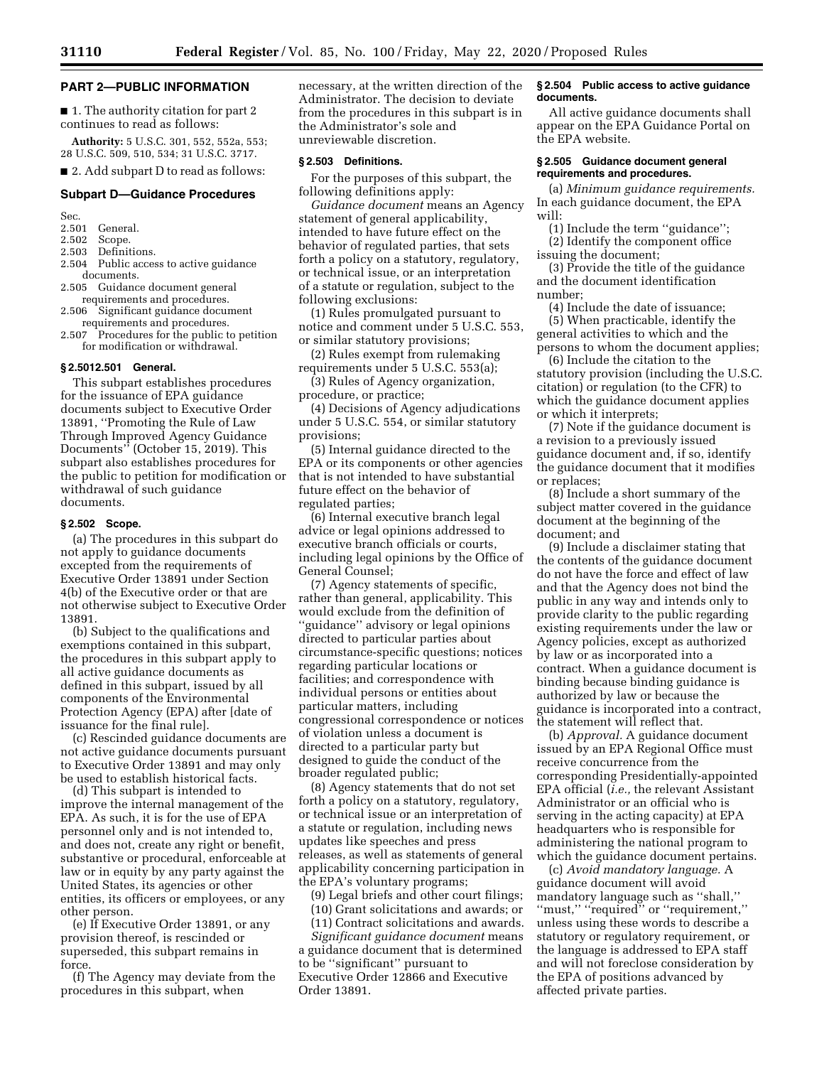## PART 2—PUBLIC INFORMATION

■ 1. The authority citation for part 2 continues to read as follows:

**Authority:** 5 U.S.C. 301, 552, 552a, 553; 28 U.S.C. 509, 510, 534; 31 U.S.C. 3717.

■ 2. Add subpart D to read as follows:

### Subpart D—Guidance Procedures

Sec.
2.501 General.
2.502 Scope.
2.503 Definitions.
2.504 Public access to active guidance documents.
2.505 Guidance document general requirements and procedures.
2.506 Significant guidance document requirements and procedures.
2.507 Procedures for the public to petition for modification or withdrawal.

#### § 2.5012.501 General.

This subpart establishes procedures for the issuance of EPA guidance documents subject to Executive Order 13891, ''Promoting the Rule of Law Through Improved Agency Guidance Documents'' (October 15, 2019). This subpart also establishes procedures for the public to petition for modification or withdrawal of such guidance documents.

#### § 2.502 Scope.

(a) The procedures in this subpart do not apply to guidance documents excepted from the requirements of Executive Order 13891 under Section 4(b) of the Executive order or that are not otherwise subject to Executive Order 13891.

(b) Subject to the qualifications and exemptions contained in this subpart, the procedures in this subpart apply to all active guidance documents as defined in this subpart, issued by all components of the Environmental Protection Agency (EPA) after [date of issuance for the final rule].

(c) Rescinded guidance documents are not active guidance documents pursuant to Executive Order 13891 and may only be used to establish historical facts.

(d) This subpart is intended to improve the internal management of the EPA. As such, it is for the use of EPA personnel only and is not intended to, and does not, create any right or benefit, substantive or procedural, enforceable at law or in equity by any party against the United States, its agencies or other entities, its officers or employees, or any other person.

(e) If Executive Order 13891, or any provision thereof, is rescinded or superseded, this subpart remains in force.

(f) The Agency may deviate from the procedures in this subpart, when necessary, at the written direction of the Administrator. The decision to deviate from the procedures in this subpart is in the Administrator's sole and unreviewable discretion.

#### § 2.503 Definitions.

For the purposes of this subpart, the following definitions apply:

*Guidance document* means an Agency statement of general applicability, intended to have future effect on the behavior of regulated parties, that sets forth a policy on a statutory, regulatory, or technical issue, or an interpretation of a statute or regulation, subject to the following exclusions:

(1) Rules promulgated pursuant to notice and comment under 5 U.S.C. 553, or similar statutory provisions;

(2) Rules exempt from rulemaking requirements under 5 U.S.C. 553(a);

(3) Rules of Agency organization, procedure, or practice;

(4) Decisions of Agency adjudications under 5 U.S.C. 554, or similar statutory provisions;

(5) Internal guidance directed to the EPA or its components or other agencies that is not intended to have substantial future effect on the behavior of regulated parties;

(6) Internal executive branch legal advice or legal opinions addressed to executive branch officials or courts, including legal opinions by the Office of General Counsel;

(7) Agency statements of specific, rather than general, applicability. This would exclude from the definition of ''guidance'' advisory or legal opinions directed to particular parties about circumstance-specific questions; notices regarding particular locations or facilities; and correspondence with individual persons or entities about particular matters, including congressional correspondence or notices of violation unless a document is directed to a particular party but designed to guide the conduct of the broader regulated public;

(8) Agency statements that do not set forth a policy on a statutory, regulatory, or technical issue or an interpretation of a statute or regulation, including news updates like speeches and press releases, as well as statements of general applicability concerning participation in the EPA's voluntary programs;

(9) Legal briefs and other court filings;

(10) Grant solicitations and awards; or

(11) Contract solicitations and awards.

*Significant guidance document* means a guidance document that is determined to be ''significant'' pursuant to Executive Order 12866 and Executive Order 13891.

#### § 2.504 Public access to active guidance documents.

All active guidance documents shall appear on the EPA Guidance Portal on the EPA website.

#### § 2.505 Guidance document general requirements and procedures.

(a) *Minimum guidance requirements.* In each guidance document, the EPA will:

(1) Include the term ''guidance'';

(2) Identify the component office issuing the document;

(3) Provide the title of the guidance and the document identification number;

(4) Include the date of issuance;

(5) When practicable, identify the general activities to which and the persons to whom the document applies;

(6) Include the citation to the statutory provision (including the U.S.C. citation) or regulation (to the CFR) to which the guidance document applies or which it interprets;

(7) Note if the guidance document is a revision to a previously issued guidance document and, if so, identify the guidance document that it modifies or replaces;

(8) Include a short summary of the subject matter covered in the guidance document at the beginning of the document; and

(9) Include a disclaimer stating that the contents of the guidance document do not have the force and effect of law and that the Agency does not bind the public in any way and intends only to provide clarity to the public regarding existing requirements under the law or Agency policies, except as authorized by law or as incorporated into a contract. When a guidance document is binding because binding guidance is authorized by law or because the guidance is incorporated into a contract, the statement will reflect that.

(b) *Approval.* A guidance document issued by an EPA Regional Office must receive concurrence from the corresponding Presidentially-appointed EPA official (*i.e.,* the relevant Assistant Administrator or an official who is serving in the acting capacity) at EPA headquarters who is responsible for administering the national program to which the guidance document pertains.

(c) *Avoid mandatory language.* A guidance document will avoid mandatory language such as ''shall,'' ''must,'' ''required'' or ''requirement,'' unless using these words to describe a statutory or regulatory requirement, or the language is addressed to EPA staff and will not foreclose consideration by the EPA of positions advanced by affected private parties.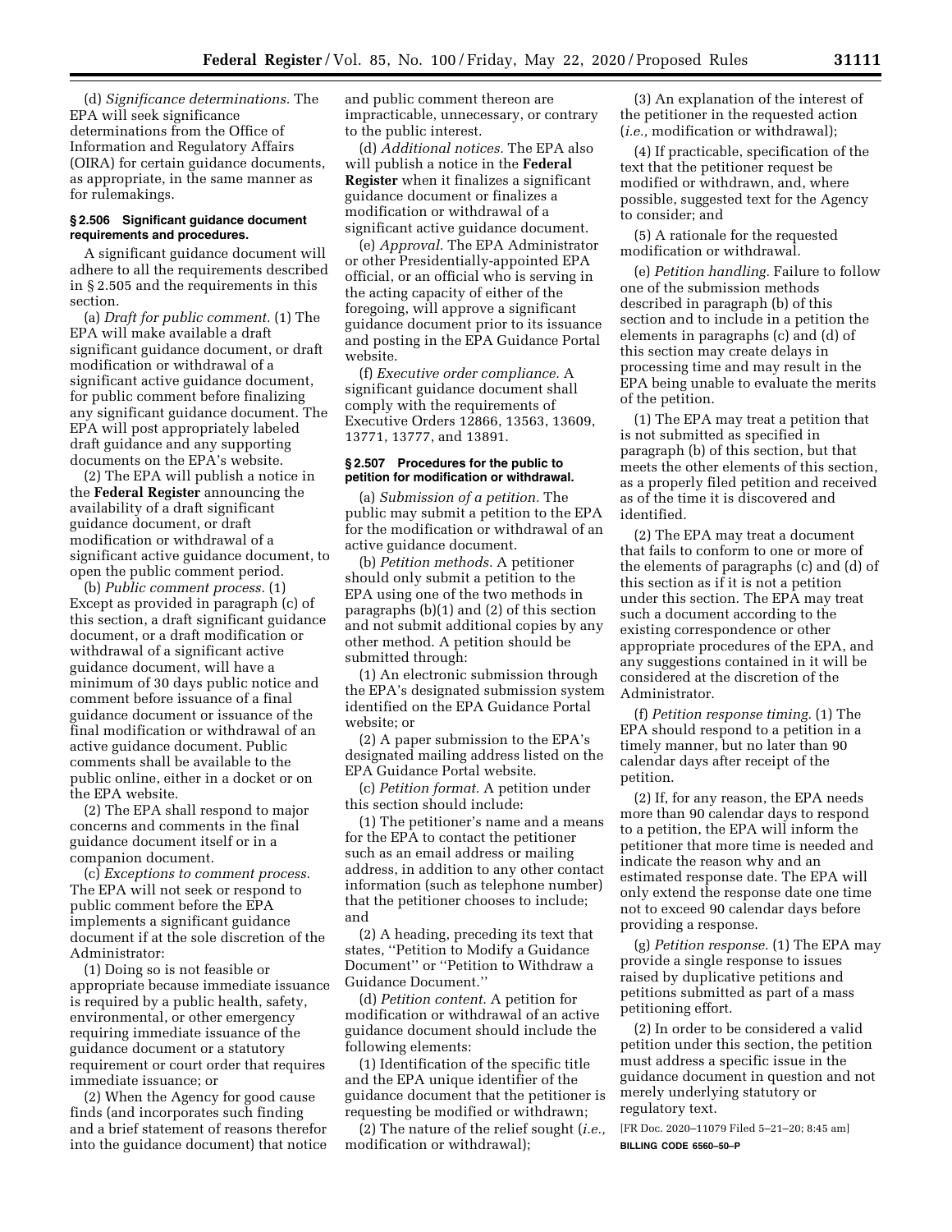(d) *Significance determinations.* The EPA will seek significance determinations from the Office of Information and Regulatory Affairs (OIRA) for certain guidance documents, as appropriate, in the same manner as for rulemakings.

#### § 2.506 Significant guidance document requirements and procedures.

A significant guidance document will adhere to all the requirements described in § 2.505 and the requirements in this section.

(a) *Draft for public comment.* (1) The EPA will make available a draft significant guidance document, or draft modification or withdrawal of a significant active guidance document, for public comment before finalizing any significant guidance document. The EPA will post appropriately labeled draft guidance and any supporting documents on the EPA's website.

(2) The EPA will publish a notice in the **Federal Register** announcing the availability of a draft significant guidance document, or draft modification or withdrawal of a significant active guidance document, to open the public comment period.

(b) *Public comment process.* (1) Except as provided in paragraph (c) of this section, a draft significant guidance document, or a draft modification or withdrawal of a significant active guidance document, will have a minimum of 30 days public notice and comment before issuance of a final guidance document or issuance of the final modification or withdrawal of an active guidance document. Public comments shall be available to the public online, either in a docket or on the EPA website.

(2) The EPA shall respond to major concerns and comments in the final guidance document itself or in a companion document.

(c) *Exceptions to comment process.* The EPA will not seek or respond to public comment before the EPA implements a significant guidance document if at the sole discretion of the Administrator:

(1) Doing so is not feasible or appropriate because immediate issuance is required by a public health, safety, environmental, or other emergency requiring immediate issuance of the guidance document or a statutory requirement or court order that requires immediate issuance; or

(2) When the Agency for good cause finds (and incorporates such finding and a brief statement of reasons therefor into the guidance document) that notice and public comment thereon are impracticable, unnecessary, or contrary to the public interest.

(d) *Additional notices.* The EPA also will publish a notice in the **Federal Register** when it finalizes a significant guidance document or finalizes a modification or withdrawal of a significant active guidance document.

(e) *Approval.* The EPA Administrator or other Presidentially-appointed EPA official, or an official who is serving in the acting capacity of either of the foregoing, will approve a significant guidance document prior to its issuance and posting in the EPA Guidance Portal website.

(f) *Executive order compliance.* A significant guidance document shall comply with the requirements of Executive Orders 12866, 13563, 13609, 13771, 13777, and 13891.

#### § 2.507 Procedures for the public to petition for modification or withdrawal.

(a) *Submission of a petition.* The public may submit a petition to the EPA for the modification or withdrawal of an active guidance document.

(b) *Petition methods.* A petitioner should only submit a petition to the EPA using one of the two methods in paragraphs (b)(1) and (2) of this section and not submit additional copies by any other method. A petition should be submitted through:

(1) An electronic submission through the EPA's designated submission system identified on the EPA Guidance Portal website; or

(2) A paper submission to the EPA's designated mailing address listed on the EPA Guidance Portal website.

(c) *Petition format.* A petition under this section should include:

(1) The petitioner's name and a means for the EPA to contact the petitioner such as an email address or mailing address, in addition to any other contact information (such as telephone number) that the petitioner chooses to include; and

(2) A heading, preceding its text that states, ''Petition to Modify a Guidance Document'' or ''Petition to Withdraw a Guidance Document.''

(d) *Petition content.* A petition for modification or withdrawal of an active guidance document should include the following elements:

(1) Identification of the specific title and the EPA unique identifier of the guidance document that the petitioner is requesting be modified or withdrawn;

(2) The nature of the relief sought (*i.e.,* modification or withdrawal);

(3) An explanation of the interest of the petitioner in the requested action (*i.e.,* modification or withdrawal);

(4) If practicable, specification of the text that the petitioner request be modified or withdrawn, and, where possible, suggested text for the Agency to consider; and

(5) A rationale for the requested modification or withdrawal.

(e) *Petition handling.* Failure to follow one of the submission methods described in paragraph (b) of this section and to include in a petition the elements in paragraphs (c) and (d) of this section may create delays in processing time and may result in the EPA being unable to evaluate the merits of the petition.

(1) The EPA may treat a petition that is not submitted as specified in paragraph (b) of this section, but that meets the other elements of this section, as a properly filed petition and received as of the time it is discovered and identified.

(2) The EPA may treat a document that fails to conform to one or more of the elements of paragraphs (c) and (d) of this section as if it is not a petition under this section. The EPA may treat such a document according to the existing correspondence or other appropriate procedures of the EPA, and any suggestions contained in it will be considered at the discretion of the Administrator.

(f) *Petition response timing.* (1) The EPA should respond to a petition in a timely manner, but no later than 90 calendar days after receipt of the petition.

(2) If, for any reason, the EPA needs more than 90 calendar days to respond to a petition, the EPA will inform the petitioner that more time is needed and indicate the reason why and an estimated response date. The EPA will only extend the response date one time not to exceed 90 calendar days before providing a response.

(g) *Petition response.* (1) The EPA may provide a single response to issues raised by duplicative petitions and petitions submitted as part of a mass petitioning effort.

(2) In order to be considered a valid petition under this section, the petition must address a specific issue in the guidance document in question and not merely underlying statutory or regulatory text.

[FR Doc. 2020–11079 Filed 5–21–20; 8:45 am]

**BILLING CODE 6560–50–P**